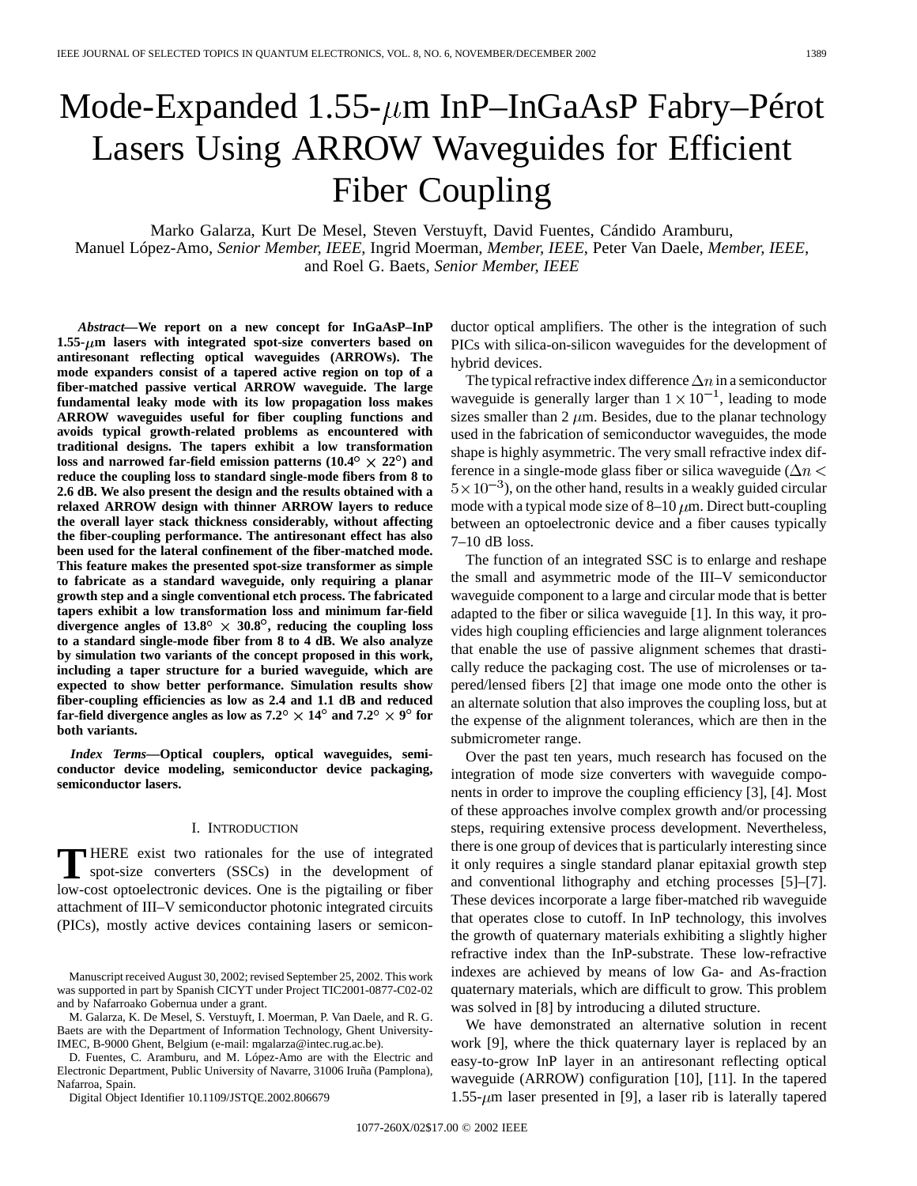# Mode-Expanded 1.55-$\mu$m InP–InGaAsP Fabry–Pérot Lasers Using ARROW Waveguides for Efficient Fiber Coupling

Marko Galarza, Kurt De Mesel, Steven Verstuyft, David Fuentes, Cándido Aramburu, Manuel López-Amo, *Senior Member, IEEE*, Ingrid Moerman, *Member, IEEE*, Peter Van Daele, *Member, IEEE*, and Roel G. Baets, *Senior Member, IEEE*

***Abstract*—We report on a new concept for InGaAsP–InP 1.55-$\mu$m lasers with integrated spot-size converters based on antiresonant reflecting optical waveguides (ARROWs). The mode expanders consist of a tapered active region on top of a fiber-matched passive vertical ARROW waveguide. The large fundamental leaky mode with its low propagation loss makes ARROW waveguides useful for fiber coupling functions and avoids typical growth-related problems as encountered with traditional designs. The tapers exhibit a low transformation loss and narrowed far-field emission patterns (10.4° $\times$ 22°) and reduce the coupling loss to standard single-mode fibers from 8 to 2.6 dB. We also present the design and the results obtained with a relaxed ARROW design with thinner ARROW layers to reduce the overall layer stack thickness considerably, without affecting the fiber-coupling performance. The antiresonant effect has also been used for the lateral confinement of the fiber-matched mode. This feature makes the presented spot-size transformer as simple to fabricate as a standard waveguide, only requiring a planar growth step and a single conventional etch process. The fabricated tapers exhibit a low transformation loss and minimum far-field divergence angles of 13.8° $\times$ 30.8°, reducing the coupling loss to a standard single-mode fiber from 8 to 4 dB. We also analyze by simulation two variants of the concept proposed in this work, including a taper structure for a buried waveguide, which are expected to show better performance. Simulation results show fiber-coupling efficiencies as low as 2.4 and 1.1 dB and reduced far-field divergence angles as low as 7.2° $\times$ 14° and 7.2° $\times$ 9° for both variants.**

***Index Terms*—Optical couplers, optical waveguides, semiconductor device modeling, semiconductor device packaging, semiconductor lasers.**

## I. Introduction

There exist two rationales for the use of integrated spot-size converters (SSCs) in the development of low-cost optoelectronic devices. One is the pigtailing or fiber attachment of III–V semiconductor photonic integrated circuits (PICs), mostly active devices containing lasers or semiconductor optical amplifiers. The other is the integration of such PICs with silica-on-silicon waveguides for the development of hybrid devices.

The typical refractive index difference $\Delta n$ in a semiconductor waveguide is generally larger than $1 \times 10^{-1}$, leading to mode sizes smaller than 2 $\mu$m. Besides, due to the planar technology used in the fabrication of semiconductor waveguides, the mode shape is highly asymmetric. The very small refractive index difference in a single-mode glass fiber or silica waveguide ($\Delta n < 5 \times 10^{-3}$), on the other hand, results in a weakly guided circular mode with a typical mode size of 8–10 $\mu$m. Direct butt-coupling between an optoelectronic device and a fiber causes typically 7–10 dB loss.

The function of an integrated SSC is to enlarge and reshape the small and asymmetric mode of the III–V semiconductor waveguide component to a large and circular mode that is better adapted to the fiber or silica waveguide [1]. In this way, it provides high coupling efficiencies and large alignment tolerances that enable the use of passive alignment schemes that drastically reduce the packaging cost. The use of microlenses or tapered/lensed fibers [2] that image one mode onto the other is an alternate solution that also improves the coupling loss, but at the expense of the alignment tolerances, which are then in the submicrometer range.

Over the past ten years, much research has focused on the integration of mode size converters with waveguide components in order to improve the coupling efficiency [3], [4]. Most of these approaches involve complex growth and/or processing steps, requiring extensive process development. Nevertheless, there is one group of devices that is particularly interesting since it only requires a single standard planar epitaxial growth step and conventional lithography and etching processes [5]–[7]. These devices incorporate a large fiber-matched rib waveguide that operates close to cutoff. In InP technology, this involves the growth of quaternary materials exhibiting a slightly higher refractive index than the InP-substrate. These low-refractive indexes are achieved by means of low Ga- and As-fraction quaternary materials, which are difficult to grow. This problem was solved in [8] by introducing a diluted structure.

We have demonstrated an alternative solution in recent work [9], where the thick quaternary layer is replaced by an easy-to-grow InP layer in an antiresonant reflecting optical waveguide (ARROW) configuration [10], [11]. In the tapered 1.55-$\mu$m laser presented in [9], a laser rib is laterally tapered

Manuscript received August 30, 2002; revised September 25, 2002. This work was supported in part by Spanish CICYT under Project TIC2001-0877-C02-02 and by Nafarroako Gobernua under a grant.

M. Galarza, K. De Mesel, S. Verstuyft, I. Moerman, P. Van Daele, and R. G. Baets are with the Department of Information Technology, Ghent University-IMEC, B-9000 Ghent, Belgium (e-mail: mgalarza@intec.rug.ac.be).

D. Fuentes, C. Aramburu, and M. López-Amo are with the Electric and Electronic Department, Public University of Navarre, 31006 Iruña (Pamplona), Nafarroa, Spain.

Digital Object Identifier 10.1109/JSTQE.2002.806679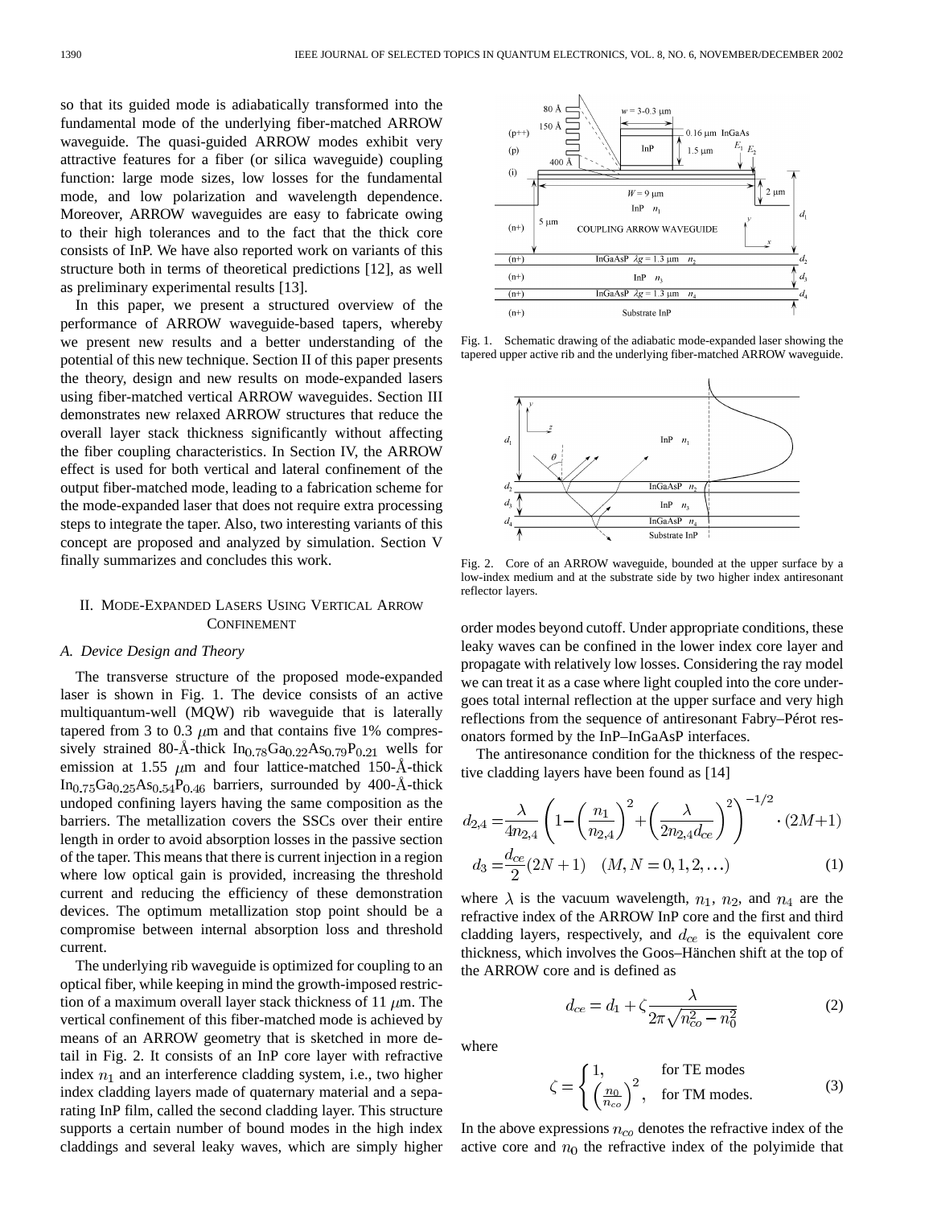so that its guided mode is adiabatically transformed into the fundamental mode of the underlying fiber-matched ARROW waveguide. The quasi-guided ARROW modes exhibit very attractive features for a fiber (or silica waveguide) coupling function: large mode sizes, low losses for the fundamental mode, and low polarization and wavelength dependence. Moreover, ARROW waveguides are easy to fabricate owing to their high tolerances and to the fact that the thick core consists of InP. We have also reported work on variants of this structure both in terms of theoretical predictions [12], as well as preliminary experimental results [13].

In this paper, we present a structured overview of the performance of ARROW waveguide-based tapers, whereby we present new results and a better understanding of the potential of this new technique. Section II of this paper presents the theory, design and new results on mode-expanded lasers using fiber-matched vertical ARROW waveguides. Section III demonstrates new relaxed ARROW structures that reduce the overall layer stack thickness significantly without affecting the fiber coupling characteristics. In Section IV, the ARROW effect is used for both vertical and lateral confinement of the output fiber-matched mode, leading to a fabrication scheme for the mode-expanded laser that does not require extra processing steps to integrate the taper. Also, two interesting variants of this concept are proposed and analyzed by simulation. Section V finally summarizes and concludes this work.

## II. Mode-Expanded Lasers Using Vertical Arrow Confinement

### A. Device Design and Theory

The transverse structure of the proposed mode-expanded laser is shown in Fig. 1. The device consists of an active multiquantum-well (MQW) rib waveguide that is laterally tapered from 3 to 0.3 $\mu$m and that contains five 1% compressively strained 80-Å-thick $In_{0.78}Ga_{0.22}As_{0.79}P_{0.21}$ wells for emission at 1.55 $\mu$m and four lattice-matched 150-Å-thick $In_{0.75}Ga_{0.25}As_{0.54}P_{0.46}$ barriers, surrounded by 400-Å-thick undoped confining layers having the same composition as the barriers. The metallization covers the SSCs over their entire length in order to avoid absorption losses in the passive section of the taper. This means that there is current injection in a region where low optical gain is provided, increasing the threshold current and reducing the efficiency of these demonstration devices. The optimum metallization stop point should be a compromise between internal absorption loss and threshold current.

The underlying rib waveguide is optimized for coupling to an optical fiber, while keeping in mind the growth-imposed restriction of a maximum overall layer stack thickness of 11 $\mu$m. The vertical confinement of this fiber-matched mode is achieved by means of an ARROW geometry that is sketched in more detail in Fig. 2. It consists of an InP core layer with refractive index $n_1$ and an interference cladding system, i.e., two higher index cladding layers made of quaternary material and a separating InP film, called the second cladding layer. This structure supports a certain number of bound modes in the high index claddings and several leaky waves, which are simply higher order modes beyond cutoff. Under appropriate conditions, these leaky waves can be confined in the lower index core layer and propagate with relatively low losses. Considering the ray model we can treat it as a case where light coupled into the core undergoes total internal reflection at the upper surface and very high reflections from the sequence of antiresonant Fabry–Pérot resonators formed by the InP–InGaAsP interfaces.

Fig. 1. Schematic drawing of the adiabatic mode-expanded laser showing the tapered upper active rib and the underlying fiber-matched ARROW waveguide.

Fig. 2. Core of an ARROW waveguide, bounded at the upper surface by a low-index medium and at the substrate side by two higher index antiresonant reflector layers.

The antiresonance condition for the thickness of the respective cladding layers have been found as [14]

$$d_{2,4} = \frac{\lambda}{4n_{2,4}}\left(1-\left(\frac{n_1}{n_{2,4}}\right)^2+\left(\frac{\lambda}{2n_{2,4}d_{ce}}\right)^2\right)^{-1/2}\cdot(2M+1)$$

$$d_3 = \frac{d_{ce}}{2}(2N+1) \quad (M,N=0,1,2,\ldots) \tag{1}$$

where $\lambda$ is the vacuum wavelength, $n_1$, $n_2$, and $n_4$ are the refractive index of the ARROW InP core and the first and third cladding layers, respectively, and $d_{ce}$ is the equivalent core thickness, which involves the Goos–Hänchen shift at the top of the ARROW core and is defined as

$$d_{ce} = d_1 + \zeta\frac{\lambda}{2\pi\sqrt{n_{co}^2-n_0^2}} \tag{2}$$

where

$$\zeta = \begin{cases} 1, & \text{for TE modes} \\ \left(\frac{n_0}{n_{co}}\right)^2, & \text{for TM modes.} \end{cases} \tag{3}$$

In the above expressions $n_{co}$ denotes the refractive index of the active core and $n_0$ the refractive index of the polyimide that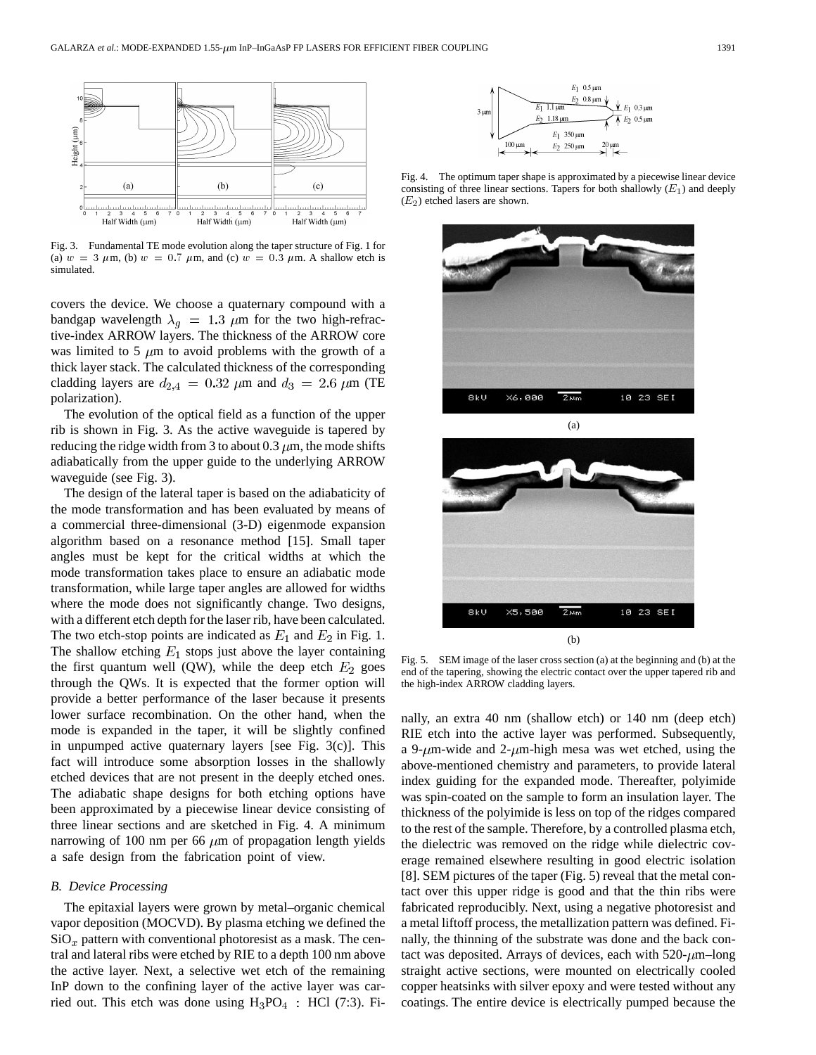Fig. 3. Fundamental TE mode evolution along the taper structure of Fig. 1 for (a) $w = 3$ $\mu$m, (b) $w = 0.7$ $\mu$m, and (c) $w = 0.3$ $\mu$m. A shallow etch is simulated.

covers the device. We choose a quaternary compound with a bandgap wavelength $\lambda_g = 1.3$ $\mu$m for the two high-refractive-index ARROW layers. The thickness of the ARROW core was limited to 5 $\mu$m to avoid problems with the growth of a thick layer stack. The calculated thickness of the corresponding cladding layers are $d_{2,4} = 0.32$ $\mu$m and $d_3 = 2.6$ $\mu$m (TE polarization).

The evolution of the optical field as a function of the upper rib is shown in Fig. 3. As the active waveguide is tapered by reducing the ridge width from 3 to about 0.3 $\mu$m, the mode shifts adiabatically from the upper guide to the underlying ARROW waveguide (see Fig. 3).

The design of the lateral taper is based on the adiabaticity of the mode transformation and has been evaluated by means of a commercial three-dimensional (3-D) eigenmode expansion algorithm based on a resonance method [15]. Small taper angles must be kept for the critical widths at which the mode transformation takes place to ensure an adiabatic mode transformation, while large taper angles are allowed for widths where the mode does not significantly change. Two designs, with a different etch depth for the laser rib, have been calculated. The two etch-stop points are indicated as $E_1$ and $E_2$ in Fig. 1. The shallow etching $E_1$ stops just above the layer containing the first quantum well (QW), while the deep etch $E_2$ goes through the QWs. It is expected that the former option will provide a better performance of the laser because it presents lower surface recombination. On the other hand, when the mode is expanded in the taper, it will be slightly confined in unpumped active quaternary layers [see Fig. 3(c)]. This fact will introduce some absorption losses in the shallowly etched devices that are not present in the deeply etched ones. The adiabatic shape designs for both etching options have been approximated by a piecewise linear device consisting of three linear sections and are sketched in Fig. 4. A minimum narrowing of 100 nm per 66 $\mu$m of propagation length yields a safe design from the fabrication point of view.

### B. Device Processing

The epitaxial layers were grown by metal–organic chemical vapor deposition (MOCVD). By plasma etching we defined the $SiO_x$ pattern with conventional photoresist as a mask. The central and lateral ribs were etched by RIE to a depth 100 nm above the active layer. Next, a selective wet etch of the remaining InP down to the confining layer of the active layer was carried out. This etch was done using $H_3PO_4$ : HCl (7:3). Finally, an extra 40 nm (shallow etch) or 140 nm (deep etch) RIE etch into the active layer was performed. Subsequently, a 9-$\mu$m-wide and 2-$\mu$m-high mesa was wet etched, using the above-mentioned chemistry and parameters, to provide lateral index guiding for the expanded mode. Thereafter, polyimide was spin-coated on the sample to form an insulation layer. The thickness of the polyimide is less on top of the ridges compared to the rest of the sample. Therefore, by a controlled plasma etch, the dielectric was removed on the ridge while dielectric coverage remained elsewhere resulting in good electric isolation [8]. SEM pictures of the taper (Fig. 5) reveal that the metal contact over this upper ridge is good and that the thin ribs were fabricated reproducibly. Next, using a negative photoresist and a metal liftoff process, the metallization pattern was defined. Finally, the thinning of the substrate was done and the back contact was deposited. Arrays of devices, each with 520-$\mu$m–long straight active sections, were mounted on electrically cooled copper heatsinks with silver epoxy and were tested without any coatings. The entire device is electrically pumped because the

Fig. 4. The optimum taper shape is approximated by a piecewise linear device consisting of three linear sections. Tapers for both shallowly ($E_1$) and deeply ($E_2$) etched lasers are shown.

Fig. 5. SEM image of the laser cross section (a) at the beginning and (b) at the end of the tapering, showing the electric contact over the upper tapered rib and the high-index ARROW cladding layers.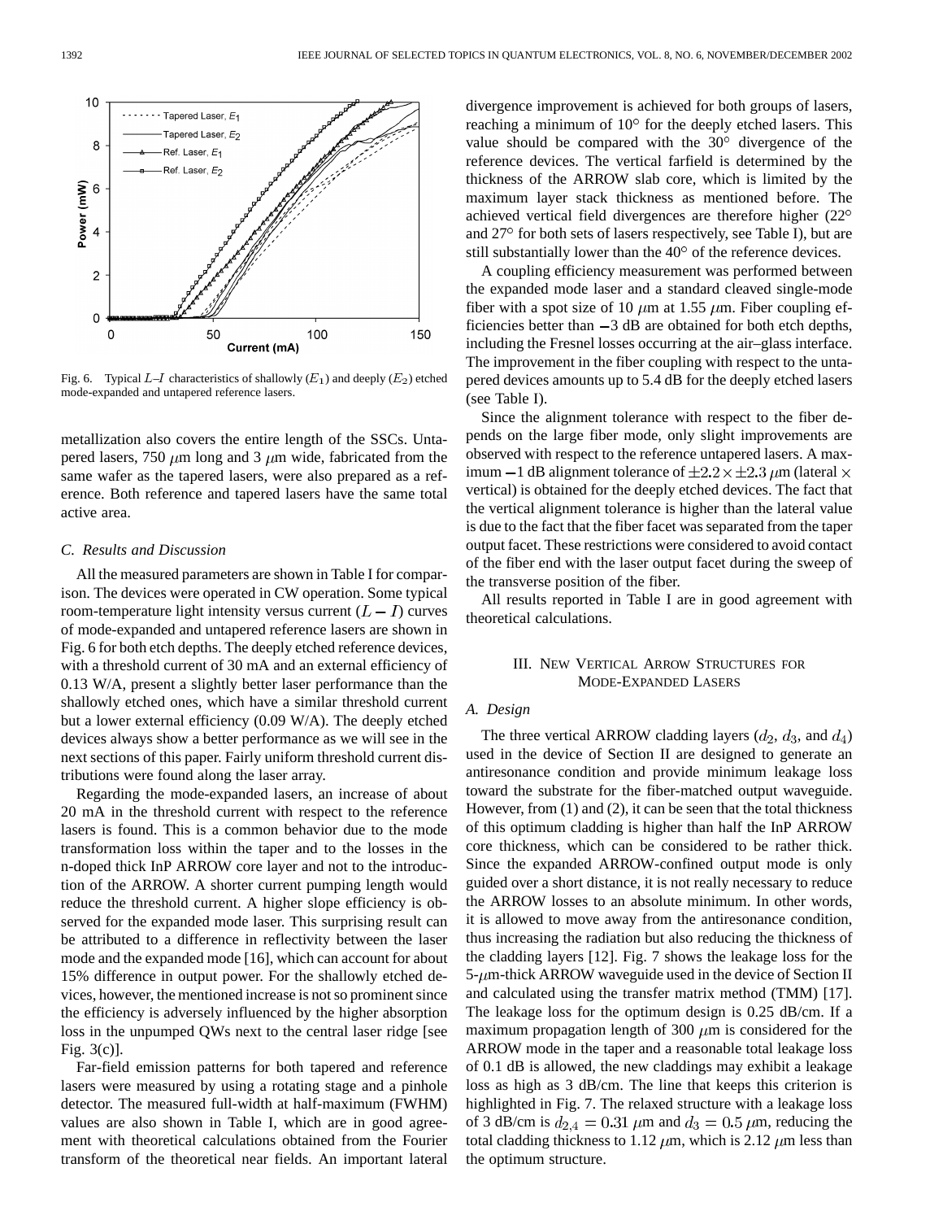Fig. 6. Typical $L$–$I$ characteristics of shallowly ($E_1$) and deeply ($E_2$) etched mode-expanded and untapered reference lasers.

metallization also covers the entire length of the SSCs. Untapered lasers, 750 $\mu$m long and 3 $\mu$m wide, fabricated from the same wafer as the tapered lasers, were also prepared as a reference. Both reference and tapered lasers have the same total active area.

### C. Results and Discussion

All the measured parameters are shown in Table I for comparison. The devices were operated in CW operation. Some typical room-temperature light intensity versus current ($L-I$) curves of mode-expanded and untapered reference lasers are shown in Fig. 6 for both etch depths. The deeply etched reference devices, with a threshold current of 30 mA and an external efficiency of 0.13 W/A, present a slightly better laser performance than the shallowly etched ones, which have a similar threshold current but a lower external efficiency (0.09 W/A). The deeply etched devices always show a better performance as we will see in the next sections of this paper. Fairly uniform threshold current distributions were found along the laser array.

Regarding the mode-expanded lasers, an increase of about 20 mA in the threshold current with respect to the reference lasers is found. This is a common behavior due to the mode transformation loss within the taper and to the losses in the n-doped thick InP ARROW core layer and not to the introduction of the ARROW. A shorter current pumping length would reduce the threshold current. A higher slope efficiency is observed for the expanded mode laser. This surprising result can be attributed to a difference in reflectivity between the laser mode and the expanded mode [16], which can account for about 15% difference in output power. For the shallowly etched devices, however, the mentioned increase is not so prominent since the efficiency is adversely influenced by the higher absorption loss in the unpumped QWs next to the central laser ridge [see Fig. 3(c)].

Far-field emission patterns for both tapered and reference lasers were measured by using a rotating stage and a pinhole detector. The measured full-width at half-maximum (FWHM) values are also shown in Table I, which are in good agreement with theoretical calculations obtained from the Fourier transform of the theoretical near fields. An important lateral divergence improvement is achieved for both groups of lasers, reaching a minimum of 10° for the deeply etched lasers. This value should be compared with the 30° divergence of the reference devices. The vertical farfield is determined by the thickness of the ARROW slab core, which is limited by the maximum layer stack thickness as mentioned before. The achieved vertical field divergences are therefore higher (22° and 27° for both sets of lasers respectively, see Table I), but are still substantially lower than the 40° of the reference devices.

A coupling efficiency measurement was performed between the expanded mode laser and a standard cleaved single-mode fiber with a spot size of 10 $\mu$m at 1.55 $\mu$m. Fiber coupling efficiencies better than $-3$ dB are obtained for both etch depths, including the Fresnel losses occurring at the air–glass interface. The improvement in the fiber coupling with respect to the untapered devices amounts up to 5.4 dB for the deeply etched lasers (see Table I).

Since the alignment tolerance with respect to the fiber depends on the large fiber mode, only slight improvements are observed with respect to the reference untapered lasers. A maximum $-1$ dB alignment tolerance of $\pm 2.2 \times \pm 2.3$ $\mu$m (lateral $\times$ vertical) is obtained for the deeply etched devices. The fact that the vertical alignment tolerance is higher than the lateral value is due to the fact that the fiber facet was separated from the taper output facet. These restrictions were considered to avoid contact of the fiber end with the laser output facet during the sweep of the transverse position of the fiber.

All results reported in Table I are in good agreement with theoretical calculations.

## III. New Vertical Arrow Structures for Mode-Expanded Lasers

### A. Design

The three vertical ARROW cladding layers ($d_2$, $d_3$, and $d_4$) used in the device of Section II are designed to generate an antiresonance condition and provide minimum leakage loss toward the substrate for the fiber-matched output waveguide. However, from (1) and (2), it can be seen that the total thickness of this optimum cladding is higher than half the InP ARROW core thickness, which can be considered to be rather thick. Since the expanded ARROW-confined output mode is only guided over a short distance, it is not really necessary to reduce the ARROW losses to an absolute minimum. In other words, it is allowed to move away from the antiresonance condition, thus increasing the radiation but also reducing the thickness of the cladding layers [12]. Fig. 7 shows the leakage loss for the 5-$\mu$m-thick ARROW waveguide used in the device of Section II and calculated using the transfer matrix method (TMM) [17]. The leakage loss for the optimum design is 0.25 dB/cm. If a maximum propagation length of 300 $\mu$m is considered for the ARROW mode in the taper and a reasonable total leakage loss of 0.1 dB is allowed, the new claddings may exhibit a leakage loss as high as 3 dB/cm. The line that keeps this criterion is highlighted in Fig. 7. The relaxed structure with a leakage loss of 3 dB/cm is $d_{2,4} = 0.31$ $\mu$m and $d_3 = 0.5$ $\mu$m, reducing the total cladding thickness to 1.12 $\mu$m, which is 2.12 $\mu$m less than the optimum structure.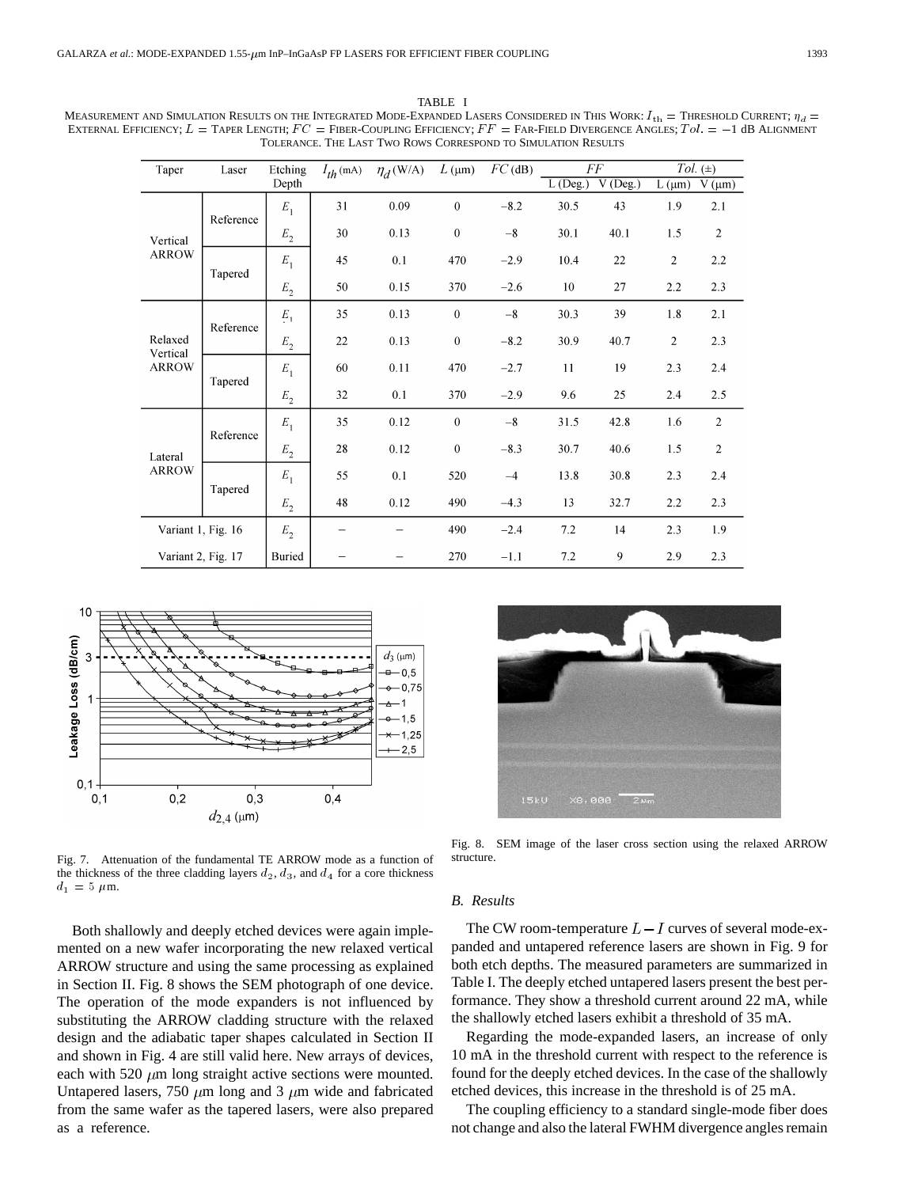TABLE I

MEASUREMENT AND SIMULATION RESULTS ON THE INTEGRATED MODE-EXPANDED LASERS CONSIDERED IN THIS WORK: $I_{th}$ = THRESHOLD CURRENT; $\eta_d$ = EXTERNAL EFFICIENCY; $L$ = TAPER LENGTH; $FC$ = FIBER-COUPLING EFFICIENCY; $FF$ = FAR-FIELD DIVERGENCE ANGLES; $Tol.$ = −1 dB ALIGNMENT TOLERANCE. THE LAST TWO ROWS CORRESPOND TO SIMULATION RESULTS

| Taper | Laser | Etching Depth | $I_{th}$ (mA) | $\eta_d$ (W/A) | $L$ (μm) | $FC$ (dB) | $FF$ | | $Tol.$ (±) | |
|---|---|---|---|---|---|---|---|---|---|---|
| | | | | | | | L (Deg.) | V (Deg.) | L (μm) | V (μm) |
| Vertical ARROW | Reference | $E_1$ | 31 | 0.09 | 0 | −8.2 | 30.5 | 43 | 1.9 | 2.1 |
| | | $E_2$ | 30 | 0.13 | 0 | −8 | 30.1 | 40.1 | 1.5 | 2 |
| | Tapered | $E_1$ | 45 | 0.1 | 470 | −2.9 | 10.4 | 22 | 2 | 2.2 |
| | | $E_2$ | 50 | 0.15 | 370 | −2.6 | 10 | 27 | 2.2 | 2.3 |
| Relaxed Vertical ARROW | Reference | $E_1$ | 35 | 0.13 | 0 | −8 | 30.3 | 39 | 1.8 | 2.1 |
| | | $E_2$ | 22 | 0.13 | 0 | −8.2 | 30.9 | 40.7 | 2 | 2.3 |
| | Tapered | $E_1$ | 60 | 0.11 | 470 | −2.7 | 11 | 19 | 2.3 | 2.4 |
| | | $E_2$ | 32 | 0.1 | 370 | −2.9 | 9.6 | 25 | 2.4 | 2.5 |
| Lateral ARROW | Reference | $E_1$ | 35 | 0.12 | 0 | −8 | 31.5 | 42.8 | 1.6 | 2 |
| | | $E_2$ | 28 | 0.12 | 0 | −8.3 | 30.7 | 40.6 | 1.5 | 2 |
| | Tapered | $E_1$ | 55 | 0.1 | 520 | −4 | 13.8 | 30.8 | 2.3 | 2.4 |
| | | $E_2$ | 48 | 0.12 | 490 | −4.3 | 13 | 32.7 | 2.2 | 2.3 |
| Variant 1, Fig. 16 | | $E_2$ | − | − | 490 | −2.4 | 7.2 | 14 | 2.3 | 1.9 |
| Variant 2, Fig. 17 | | Buried | − | − | 270 | −1.1 | 7.2 | 9 | 2.9 | 2.3 |

Fig. 7. Attenuation of the fundamental TE ARROW mode as a function of the thickness of the three cladding layers $d_2$, $d_3$, and $d_4$ for a core thickness $d_1 = 5$ μm.

Fig. 8. SEM image of the laser cross section using the relaxed ARROW structure.

Both shallowly and deeply etched devices were again implemented on a new wafer incorporating the new relaxed vertical ARROW structure and using the same processing as explained in Section II. Fig. 8 shows the SEM photograph of one device. The operation of the mode expanders is not influenced by substituting the ARROW cladding structure with the relaxed design and the adiabatic taper shapes calculated in Section II and shown in Fig. 4 are still valid here. New arrays of devices, each with 520 μm long straight active sections were mounted. Untapered lasers, 750 μm long and 3 μm wide and fabricated from the same wafer as the tapered lasers, were also prepared as a reference.

### B. Results

The CW room-temperature $L-I$ curves of several mode-expanded and untapered reference lasers are shown in Fig. 9 for both etch depths. The measured parameters are summarized in Table I. The deeply etched untapered lasers present the best performance. They show a threshold current around 22 mA, while the shallowly etched lasers exhibit a threshold of 35 mA.

Regarding the mode-expanded lasers, an increase of only 10 mA in the threshold current with respect to the reference is found for the deeply etched devices. In the case of the shallowly etched devices, this increase in the threshold is of 25 mA.

The coupling efficiency to a standard single-mode fiber does not change and also the lateral FWHM divergence angles remain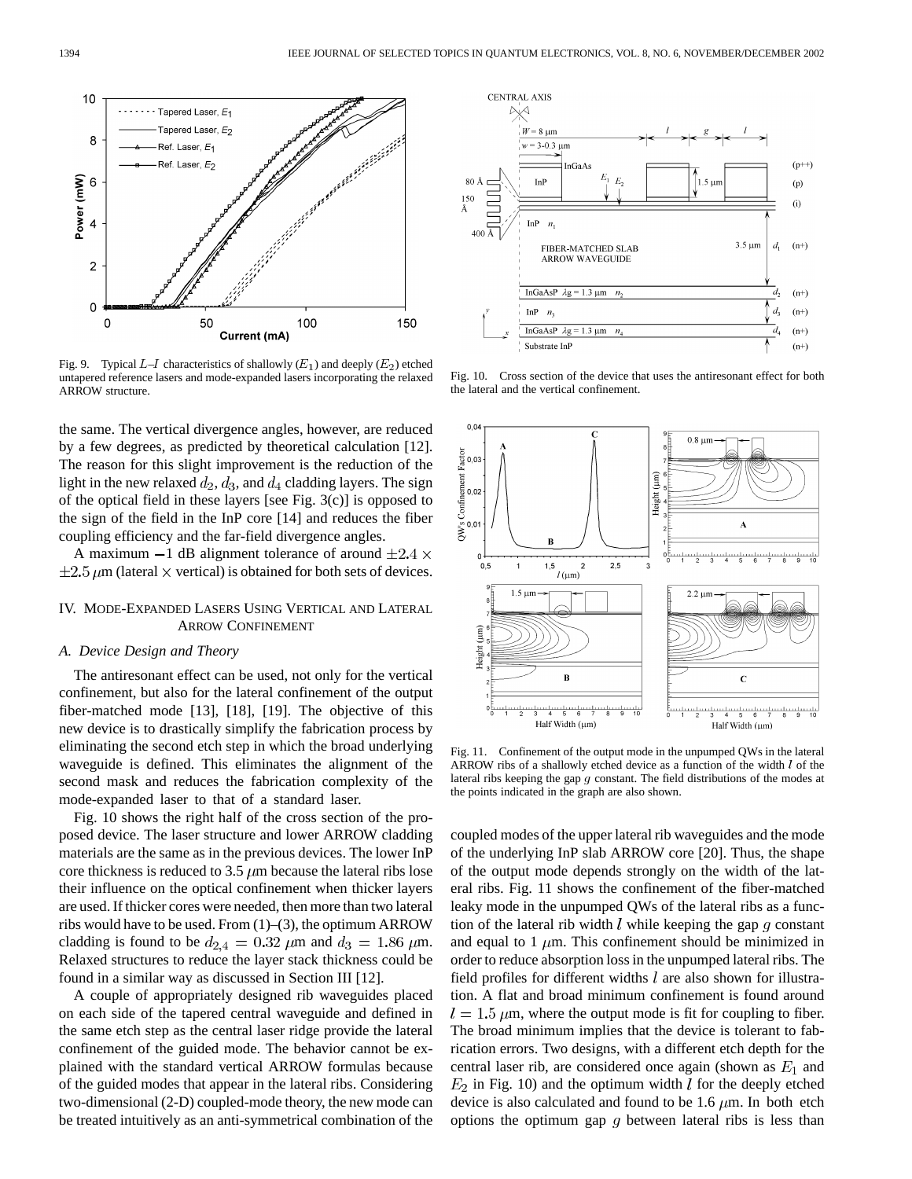Fig. 9. Typical $L$–$I$ characteristics of shallowly ($E_1$) and deeply ($E_2$) etched untapered reference lasers and mode-expanded lasers incorporating the relaxed ARROW structure.

the same. The vertical divergence angles, however, are reduced by a few degrees, as predicted by theoretical calculation [12]. The reason for this slight improvement is the reduction of the light in the new relaxed $d_2$, $d_3$, and $d_4$ cladding layers. The sign of the optical field in these layers [see Fig. 3(c)] is opposed to the sign of the field in the InP core [14] and reduces the fiber coupling efficiency and the far-field divergence angles.

A maximum −1 dB alignment tolerance of around $\pm 2.4 \times \pm 2.5\ \mu$m (lateral × vertical) is obtained for both sets of devices.

## IV. Mode-Expanded Lasers Using Vertical and Lateral ARROW Confinement

### A. Device Design and Theory

The antiresonant effect can be used, not only for the vertical confinement, but also for the lateral confinement of the output fiber-matched mode [13], [18], [19]. The objective of this new device is to drastically simplify the fabrication process by eliminating the second etch step in which the broad underlying waveguide is defined. This eliminates the alignment of the second mask and reduces the fabrication complexity of the mode-expanded laser to that of a standard laser.

Fig. 10 shows the right half of the cross section of the proposed device. The laser structure and lower ARROW cladding materials are the same as in the previous devices. The lower InP core thickness is reduced to 3.5 $\mu$m because the lateral ribs lose their influence on the optical confinement when thicker layers are used. If thicker cores were needed, then more than two lateral ribs would have to be used. From (1)–(3), the optimum ARROW cladding is found to be $d_{2,4} = 0.32\ \mu$m and $d_3 = 1.86\ \mu$m. Relaxed structures to reduce the layer stack thickness could be found in a similar way as discussed in Section III [12].

A couple of appropriately designed rib waveguides placed on each side of the tapered central waveguide and defined in the same etch step as the central laser ridge provide the lateral confinement of the guided mode. The behavior cannot be explained with the standard vertical ARROW formulas because of the guided modes that appear in the lateral ribs. Considering two-dimensional (2-D) coupled-mode theory, the new mode can be treated intuitively as an anti-symmetrical combination of the coupled modes of the upper lateral rib waveguides and the mode of the underlying InP slab ARROW core [20]. Thus, the shape of the output mode depends strongly on the width of the lateral ribs. Fig. 11 shows the confinement of the fiber-matched leaky mode in the unpumped QWs of the lateral ribs as a function of the lateral rib width $l$ while keeping the gap $g$ constant and equal to 1 $\mu$m. This confinement should be minimized in order to reduce absorption loss in the unpumped lateral ribs. The field profiles for different widths $l$ are also shown for illustration. A flat and broad minimum confinement is found around $l = 1.5\ \mu$m, where the output mode is fit for coupling to fiber. The broad minimum implies that the device is tolerant to fabrication errors. Two designs, with a different etch depth for the central laser rib, are considered once again (shown as $E_1$ and $E_2$ in Fig. 10) and the optimum width $l$ for the deeply etched device is also calculated and found to be 1.6 $\mu$m. In both etch options the optimum gap $g$ between lateral ribs is less than

Fig. 10. Cross section of the device that uses the antiresonant effect for both the lateral and the vertical confinement.

Fig. 11. Confinement of the output mode in the unpumped QWs in the lateral ARROW ribs of a shallowly etched device as a function of the width $l$ of the lateral ribs keeping the gap $g$ constant. The field distributions of the modes at the points indicated in the graph are also shown.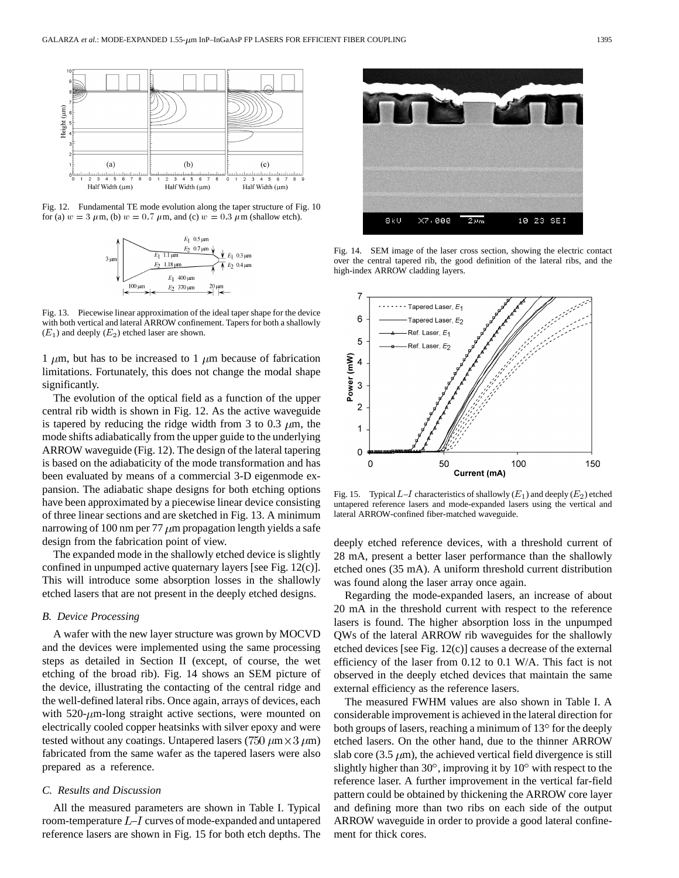Fig. 12. Fundamental TE mode evolution along the taper structure of Fig. 10 for (a) $w = 3\ \mu$m, (b) $w = 0.7\ \mu$m, and (c) $w = 0.3\ \mu$m (shallow etch).

Fig. 13. Piecewise linear approximation of the ideal taper shape for the device with both vertical and lateral ARROW confinement. Tapers for both a shallowly ($E_1$) and deeply ($E_2$) etched laser are shown.

1 $\mu$m, but has to be increased to 1 $\mu$m because of fabrication limitations. Fortunately, this does not change the modal shape significantly.

The evolution of the optical field as a function of the upper central rib width is shown in Fig. 12. As the active waveguide is tapered by reducing the ridge width from 3 to 0.3 $\mu$m, the mode shifts adiabatically from the upper guide to the underlying ARROW waveguide (Fig. 12). The design of the lateral tapering is based on the adiabaticity of the mode transformation and has been evaluated by means of a commercial 3-D eigenmode expansion. The adiabatic shape designs for both etching options have been approximated by a piecewise linear device consisting of three linear sections and are sketched in Fig. 13. A minimum narrowing of 100 nm per 77 $\mu$m propagation length yields a safe design from the fabrication point of view.

The expanded mode in the shallowly etched device is slightly confined in unpumped active quaternary layers [see Fig. 12(c)]. This will introduce some absorption losses in the shallowly etched lasers that are not present in the deeply etched designs.

### B. Device Processing

A wafer with the new layer structure was grown by MOCVD and the devices were implemented using the same processing steps as detailed in Section II (except, of course, the wet etching of the broad rib). Fig. 14 shows an SEM picture of the device, illustrating the contacting of the central ridge and the well-defined lateral ribs. Once again, arrays of devices, each with 520-$\mu$m-long straight active sections, were mounted on electrically cooled copper heatsinks with silver epoxy and were tested without any coatings. Untapered lasers ($750\ \mu\text{m} \times 3\ \mu\text{m}$) fabricated from the same wafer as the tapered lasers were also prepared as a reference.

### C. Results and Discussion

All the measured parameters are shown in Table I. Typical room-temperature $L$–$I$ curves of mode-expanded and untapered reference lasers are shown in Fig. 15 for both etch depths. The deeply etched reference devices, with a threshold current of 28 mA, present a better laser performance than the shallowly etched ones (35 mA). A uniform threshold current distribution was found along the laser array once again.

Fig. 14. SEM image of the laser cross section, showing the electric contact over the central tapered rib, the good definition of the lateral ribs, and the high-index ARROW cladding layers.

Fig. 15. Typical $L$–$I$ characteristics of shallowly ($E_1$) and deeply ($E_2$) etched untapered reference lasers and mode-expanded lasers using the vertical and lateral ARROW-confined fiber-matched waveguide.

Regarding the mode-expanded lasers, an increase of about 20 mA in the threshold current with respect to the reference lasers is found. The higher absorption loss in the unpumped QWs of the lateral ARROW rib waveguides for the shallowly etched devices [see Fig. 12(c)] causes a decrease of the external efficiency of the laser from 0.12 to 0.1 W/A. This fact is not observed in the deeply etched devices that maintain the same external efficiency as the reference lasers.

The measured FWHM values are also shown in Table I. A considerable improvement is achieved in the lateral direction for both groups of lasers, reaching a minimum of 13° for the deeply etched lasers. On the other hand, due to the thinner ARROW slab core (3.5 $\mu$m), the achieved vertical field divergence is still slightly higher than 30°, improving it by 10° with respect to the reference laser. A further improvement in the vertical far-field pattern could be obtained by thickening the ARROW core layer and defining more than two ribs on each side of the output ARROW waveguide in order to provide a good lateral confinement for thick cores.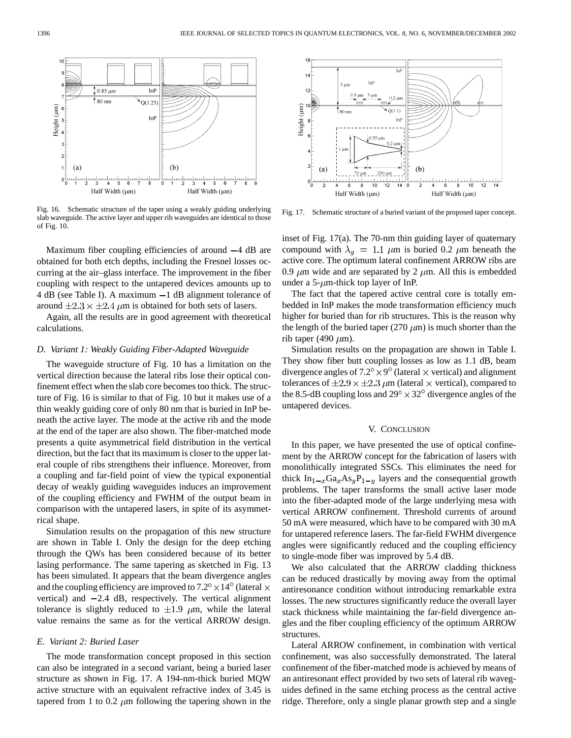Fig. 16. Schematic structure of the taper using a weakly guiding underlying slab waveguide. The active layer and upper rib waveguides are identical to those of Fig. 10.

Fig. 17. Schematic structure of a buried variant of the proposed taper concept.

Maximum fiber coupling efficiencies of around −4 dB are obtained for both etch depths, including the Fresnel losses occurring at the air–glass interface. The improvement in the fiber coupling with respect to the untapered devices amounts up to 4 dB (see Table I). A maximum −1 dB alignment tolerance of around $\pm 2.3 \times \pm 2.4$ $\mu$m is obtained for both sets of lasers.

Again, all the results are in good agreement with theoretical calculations.

### D. Variant 1: Weakly Guiding Fiber-Adapted Waveguide

The waveguide structure of Fig. 10 has a limitation on the vertical direction because the lateral ribs lose their optical confinement effect when the slab core becomes too thick. The structure of Fig. 16 is similar to that of Fig. 10 but it makes use of a thin weakly guiding core of only 80 nm that is buried in InP beneath the active layer. The mode at the active rib and the mode at the end of the taper are also shown. The fiber-matched mode presents a quite asymmetrical field distribution in the vertical direction, but the fact that its maximum is closer to the upper lateral couple of ribs strengthens their influence. Moreover, from a coupling and far-field point of view the typical exponential decay of weakly guiding waveguides induces an improvement of the coupling efficiency and FWHM of the output beam in comparison with the untapered lasers, in spite of its asymmetrical shape.

Simulation results on the propagation of this new structure are shown in Table I. Only the design for the deep etching through the QWs has been considered because of its better lasing performance. The same tapering as sketched in Fig. 13 has been simulated. It appears that the beam divergence angles and the coupling efficiency are improved to $7.2^\circ \times 14^\circ$ (lateral × vertical) and −2.4 dB, respectively. The vertical alignment tolerance is slightly reduced to $\pm 1.9$ $\mu$m, while the lateral value remains the same as for the vertical ARROW design.

### E. Variant 2: Buried Laser

The mode transformation concept proposed in this section can also be integrated in a second variant, being a buried laser structure as shown in Fig. 17. A 194-nm-thick buried MQW active structure with an equivalent refractive index of 3.45 is tapered from 1 to 0.2 $\mu$m following the tapering shown in the inset of Fig. 17(a). The 70-nm thin guiding layer of quaternary compound with $\lambda_g = 1.1$ $\mu$m is buried 0.2 $\mu$m beneath the active core. The optimum lateral confinement ARROW ribs are 0.9 $\mu$m wide and are separated by 2 $\mu$m. All this is embedded under a 5-$\mu$m-thick top layer of InP.

The fact that the tapered active central core is totally embedded in InP makes the mode transformation efficiency much higher for buried than for rib structures. This is the reason why the length of the buried taper (270 $\mu$m) is much shorter than the rib taper (490 $\mu$m).

Simulation results on the propagation are shown in Table I. They show fiber butt coupling losses as low as 1.1 dB, beam divergence angles of $7.2^\circ \times 9^\circ$ (lateral × vertical) and alignment tolerances of $\pm 2.9 \times \pm 2.3$ $\mu$m (lateral × vertical), compared to the 8.5-dB coupling loss and $29^\circ \times 32^\circ$ divergence angles of the untapered devices.

## V. Conclusion

In this paper, we have presented the use of optical confinement by the ARROW concept for the fabrication of lasers with monolithically integrated SSCs. This eliminates the need for thick $In_{1-x}Ga_xAs_yP_{1-y}$ layers and the consequential growth problems. The taper transforms the small active laser mode into the fiber-adapted mode of the large underlying mesa with vertical ARROW confinement. Threshold currents of around 50 mA were measured, which have to be compared with 30 mA for untapered reference lasers. The far-field FWHM divergence angles were significantly reduced and the coupling efficiency to single-mode fiber was improved by 5.4 dB.

We also calculated that the ARROW cladding thickness can be reduced drastically by moving away from the optimal antiresonance condition without introducing remarkable extra losses. The new structures significantly reduce the overall layer stack thickness while maintaining the far-field divergence angles and the fiber coupling efficiency of the optimum ARROW structures.

Lateral ARROW confinement, in combination with vertical confinement, was also successfully demonstrated. The lateral confinement of the fiber-matched mode is achieved by means of an antiresonant effect provided by two sets of lateral rib waveguides defined in the same etching process as the central active ridge. Therefore, only a single planar growth step and a single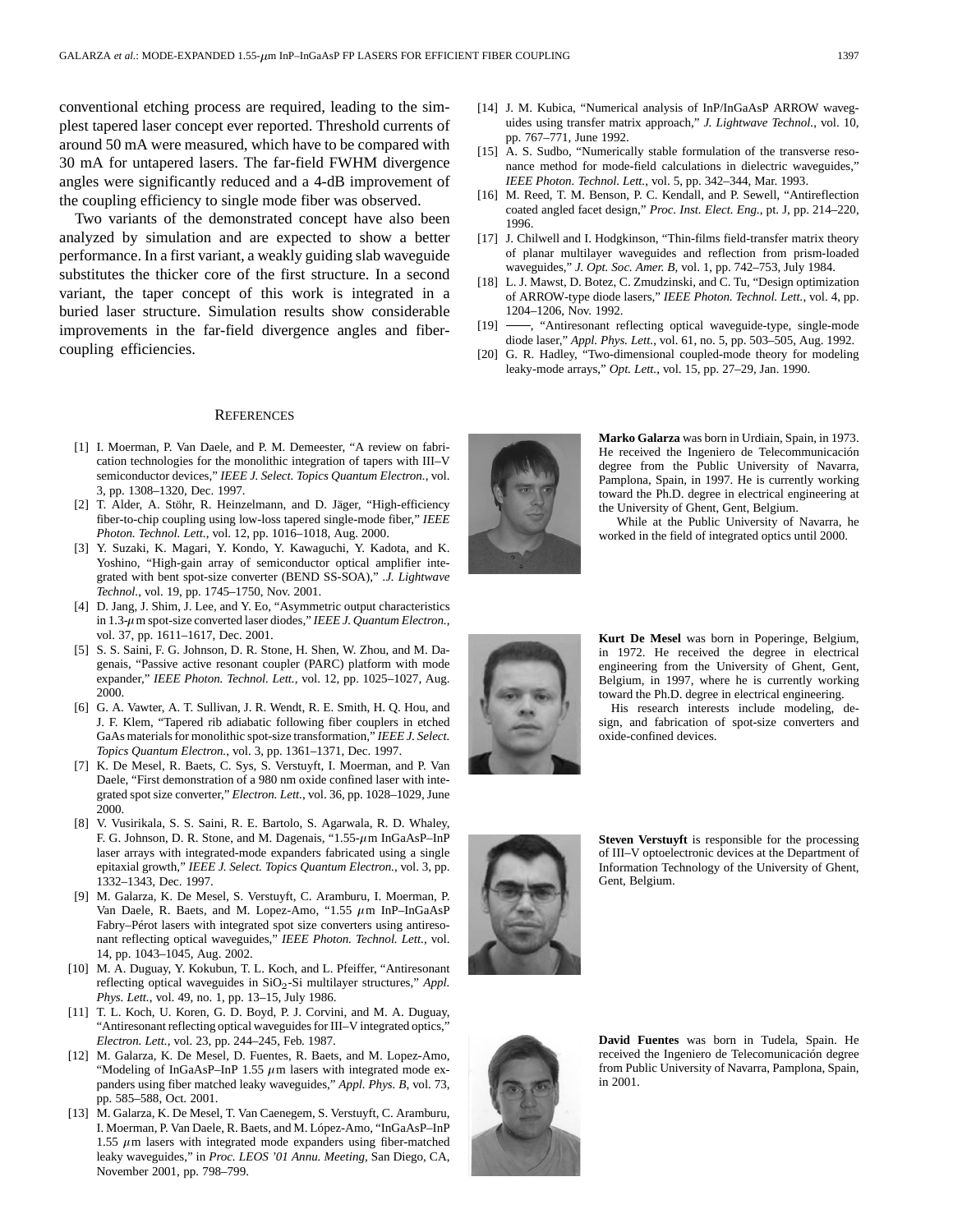conventional etching process are required, leading to the simplest tapered laser concept ever reported. Threshold currents of around 50 mA were measured, which have to be compared with 30 mA for untapered lasers. The far-field FWHM divergence angles were significantly reduced and a 4-dB improvement of the coupling efficiency to single mode fiber was observed.

Two variants of the demonstrated concept have also been analyzed by simulation and are expected to show a better performance. In a first variant, a weakly guiding slab waveguide substitutes the thicker core of the first structure. In a second variant, the taper concept of this work is integrated in a buried laser structure. Simulation results show considerable improvements in the far-field divergence angles and fiber-coupling efficiencies.

## References

[1] I. Moerman, P. Van Daele, and P. M. Demeester, "A review on fabrication technologies for the monolithic integration of tapers with III–V semiconductor devices," *IEEE J. Select. Topics Quantum Electron.*, vol. 3, pp. 1308–1320, Dec. 1997.

[2] T. Alder, A. Stöhr, R. Heinzelmann, and D. Jäger, "High-efficiency fiber-to-chip coupling using low-loss tapered single-mode fiber," *IEEE Photon. Technol. Lett.*, vol. 12, pp. 1016–1018, Aug. 2000.

[3] Y. Suzaki, K. Magari, Y. Kondo, Y. Kawaguchi, Y. Kadota, and K. Yoshino, "High-gain array of semiconductor optical amplifier integrated with bent spot-size converter (BEND SS-SOA)," *.J. Lightwave Technol.*, vol. 19, pp. 1745–1750, Nov. 2001.

[4] D. Jang, J. Shim, J. Lee, and Y. Eo, "Asymmetric output characteristics in 1.3-$\mu$m spot-size converted laser diodes," *IEEE J. Quantum Electron.*, vol. 37, pp. 1611–1617, Dec. 2001.

[5] S. S. Saini, F. G. Johnson, D. R. Stone, H. Shen, W. Zhou, and M. Dagenais, "Passive active resonant coupler (PARC) platform with mode expander," *IEEE Photon. Technol. Lett.*, vol. 12, pp. 1025–1027, Aug. 2000.

[6] G. A. Vawter, A. T. Sullivan, J. R. Wendt, R. E. Smith, H. Q. Hou, and J. F. Klem, "Tapered rib adiabatic following fiber couplers in etched GaAs materials for monolithic spot-size transformation," *IEEE J. Select. Topics Quantum Electron.*, vol. 3, pp. 1361–1371, Dec. 1997.

[7] K. De Mesel, R. Baets, C. Sys, S. Verstuyft, I. Moerman, and P. Van Daele, "First demonstration of a 980 nm oxide confined laser with integrated spot size converter," *Electron. Lett.*, vol. 36, pp. 1028–1029, June 2000.

[8] V. Vusirikala, S. S. Saini, R. E. Bartolo, S. Agarwala, R. D. Whaley, F. G. Johnson, D. R. Stone, and M. Dagenais, "1.55-$\mu$m InGaAsP–InP laser arrays with integrated-mode expanders fabricated using a single epitaxial growth," *IEEE J. Select. Topics Quantum Electron.*, vol. 3, pp. 1332–1343, Dec. 1997.

[9] M. Galarza, K. De Mesel, S. Verstuyft, C. Aramburu, I. Moerman, P. Van Daele, R. Baets, and M. Lopez-Amo, "1.55 $\mu$m InP–InGaAsP Fabry–Pérot lasers with integrated spot size converters using antiresonant reflecting optical waveguides," *IEEE Photon. Technol. Lett.*, vol. 14, pp. 1043–1045, Aug. 2002.

[10] M. A. Duguay, Y. Kokubun, T. L. Koch, and L. Pfeiffer, "Antiresonant reflecting optical waveguides in $SiO_2$-Si multilayer structures," *Appl. Phys. Lett.*, vol. 49, no. 1, pp. 13–15, July 1986.

[11] T. L. Koch, U. Koren, G. D. Boyd, P. J. Corvini, and M. A. Duguay, "Antiresonant reflecting optical waveguides for III–V integrated optics," *Electron. Lett.*, vol. 23, pp. 244–245, Feb. 1987.

[12] M. Galarza, K. De Mesel, D. Fuentes, R. Baets, and M. Lopez-Amo, "Modeling of InGaAsP–InP 1.55 $\mu$m lasers with integrated mode expanders using fiber matched leaky waveguides," *Appl. Phys. B*, vol. 73, pp. 585–588, Oct. 2001.

[13] M. Galarza, K. De Mesel, T. Van Caenegem, S. Verstuyft, C. Aramburu, I. Moerman, P. Van Daele, R. Baets, and M. López-Amo, "InGaAsP–InP 1.55 $\mu$m lasers with integrated mode expanders using fiber-matched leaky waveguides," in *Proc. LEOS '01 Annu. Meeting*, San Diego, CA, November 2001, pp. 798–799.

[14] J. M. Kubica, "Numerical analysis of InP/InGaAsP ARROW waveguides using transfer matrix approach," *J. Lightwave Technol.*, vol. 10, pp. 767–771, June 1992.

[15] A. S. Sudbo, "Numerically stable formulation of the transverse resonance method for mode-field calculations in dielectric waveguides," *IEEE Photon. Technol. Lett.*, vol. 5, pp. 342–344, Mar. 1993.

[16] M. Reed, T. M. Benson, P. C. Kendall, and P. Sewell, "Antireflection coated angled facet design," *Proc. Inst. Elect. Eng.*, pt. J, pp. 214–220, 1996.

[17] J. Chilwell and I. Hodgkinson, "Thin-films field-transfer matrix theory of planar multilayer waveguides and reflection from prism-loaded waveguides," *J. Opt. Soc. Amer. B*, vol. 1, pp. 742–753, July 1984.

[18] L. J. Mawst, D. Botez, C. Zmudzinski, and C. Tu, "Design optimization of ARROW-type diode lasers," *IEEE Photon. Technol. Lett.*, vol. 4, pp. 1204–1206, Nov. 1992.

[19] ——, "Antiresonant reflecting optical waveguide-type, single-mode diode laser," *Appl. Phys. Lett.*, vol. 61, no. 5, pp. 503–505, Aug. 1992.

[20] G. R. Hadley, "Two-dimensional coupled-mode theory for modeling leaky-mode arrays," *Opt. Lett.*, vol. 15, pp. 27–29, Jan. 1990.

**Marko Galarza** was born in Urdiain, Spain, in 1973. He received the Ingeniero de Telecommunicación degree from the Public University of Navarra, Pamplona, Spain, in 1997. He is currently working toward the Ph.D. degree in electrical engineering at the University of Ghent, Gent, Belgium.

While at the Public University of Navarra, he worked in the field of integrated optics until 2000.

**Kurt De Mesel** was born in Poperinge, Belgium, in 1972. He received the degree in electrical engineering from the University of Ghent, Gent, Belgium, in 1997, where he is currently working toward the Ph.D. degree in electrical engineering.

His research interests include modeling, design, and fabrication of spot-size converters and oxide-confined devices.

**Steven Verstuyft** is responsible for the processing of III–V optoelectronic devices at the Department of Information Technology of the University of Ghent, Gent, Belgium.

**David Fuentes** was born in Tudela, Spain. He received the Ingeniero de Telecomunicación degree from Public University of Navarra, Pamplona, Spain, in 2001.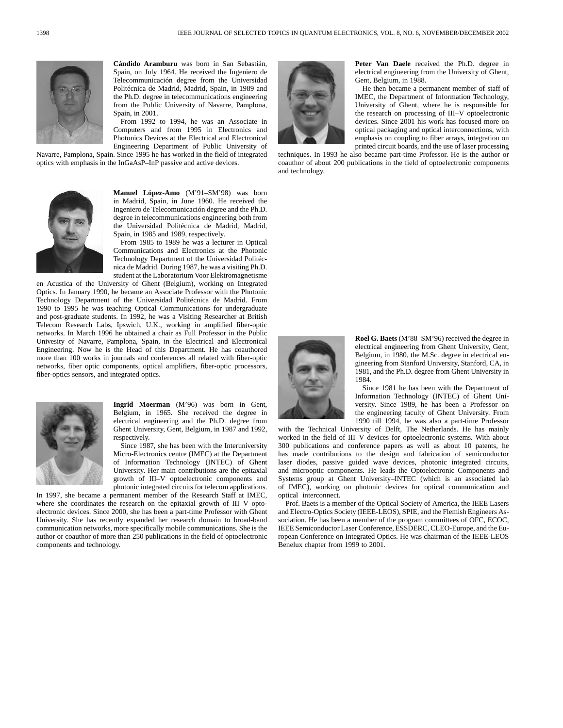**Cándido Aramburu** was born in San Sebastián, Spain, on July 1964. He received the Ingeniero de Telecommunicación degree from the Universidad Politécnica de Madrid, Madrid, Spain, in 1989 and the Ph.D. degree in telecommunications engineering from the Public University of Navarre, Pamplona, Spain, in 2001.

From 1992 to 1994, he was an Associate in Computers and from 1995 in Electronics and Photonics Devices at the Electrical and Electronical Engineering Department of Public University of Navarre, Pamplona, Spain. Since 1995 he has worked in the field of integrated optics with emphasis in the InGaAsP–InP passive and active devices.

**Manuel López-Amo** (M'91–SM'98) was born in Madrid, Spain, in June 1960. He received the Ingeniero de Telecomunicación degree and the Ph.D. degree in telecommunications engineering both from the Universidad Politécnica de Madrid, Madrid, Spain, in 1985 and 1989, respectively.

From 1985 to 1989 he was a lecturer in Optical Communications and Electronics at the Photonic Technology Department of the Universidad Politécnica de Madrid. During 1987, he was a visiting Ph.D. student at the Laboratorium Voor Elektromagnetisme en Acustica of the University of Ghent (Belgium), working on Integrated Optics. In January 1990, he became an Associate Professor with the Photonic Technology Department of the Universidad Politécnica de Madrid. From 1990 to 1995 he was teaching Optical Communications for undergraduate and post-graduate students. In 1992, he was a Visiting Researcher at British Telecom Research Labs, Ipswich, U.K., working in amplified fiber-optic networks. In March 1996 he obtained a chair as Full Professor in the Public Univesity of Navarre, Pamplona, Spain, in the Electrical and Electronical Engineering. Now he is the Head of this Department. He has coauthored more than 100 works in journals and conferences all related with fiber-optic networks, fiber optic components, optical amplifiers, fiber-optic processors, fiber-optics sensors, and integrated optics.

**Ingrid Moerman** (M'96) was born in Gent, Belgium, in 1965. She received the degree in electrical engineering and the Ph.D. degree from Ghent University, Gent, Belgium, in 1987 and 1992, respectively.

Since 1987, she has been with the Interuniversity Micro-Electronics centre (IMEC) at the Department of Information Technology (INTEC) of Ghent University. Her main contributions are the epitaxial growth of III–V optoelectronic components and photonic integrated circuits for telecom applications. In 1997, she became a permanent member of the Research Staff at IMEC, where she coordinates the research on the epitaxial growth of III–V optoelectronic devices. Since 2000, she has been a part-time Professor with Ghent University. She has recently expanded her research domain to broad-band communication networks, more specifically mobile communications. She is the author or coauthor of more than 250 publications in the field of optoelectronic components and technology.

**Peter Van Daele** received the Ph.D. degree in electrical engineering from the University of Ghent, Gent, Belgium, in 1988.

He then became a permanent member of staff of IMEC, the Department of Information Technology, University of Ghent, where he is responsible for the research on processing of III–V optoelectronic devices. Since 2001 his work has focused more on optical packaging and optical interconnections, with emphasis on coupling to fiber arrays, integration on printed circuit boards, and the use of laser processing techniques. In 1993 he also became part-time Professor. He is the author or coauthor of about 200 publications in the field of optoelectronic components and technology.

**Roel G. Baets** (M'88–SM'96) received the degree in electrical engineering from Ghent University, Gent, Belgium, in 1980, the M.Sc. degree in electrical engineering from Stanford University, Stanford, CA, in 1981, and the Ph.D. degree from Ghent University in 1984.

Since 1981 he has been with the Department of Information Technology (INTEC) of Ghent University. Since 1989, he has been a Professor on the engineering faculty of Ghent University. From 1990 till 1994, he was also a part-time Professor with the Technical University of Delft, The Netherlands. He has mainly worked in the field of III–V devices for optoelectronic systems. With about 300 publications and conference papers as well as about 10 patents, he has made contributions to the design and fabrication of semiconductor laser diodes, passive guided wave devices, photonic integrated circuits, and microoptic components. He leads the Optoelectronic Components and Systems group at Ghent University–INTEC (which is an associated lab of IMEC), working on photonic devices for optical communication and optical interconnect.

Prof. Baets is a member of the Optical Society of America, the IEEE Lasers and Electro-Optics Society (IEEE-LEOS), SPIE, and the Flemish Engineers Association. He has been a member of the program committees of OFC, ECOC, IEEE Semiconductor Laser Conference, ESSDERC, CLEO-Europe, and the European Conference on Integrated Optics. He was chairman of the IEEE-LEOS Benelux chapter from 1999 to 2001.